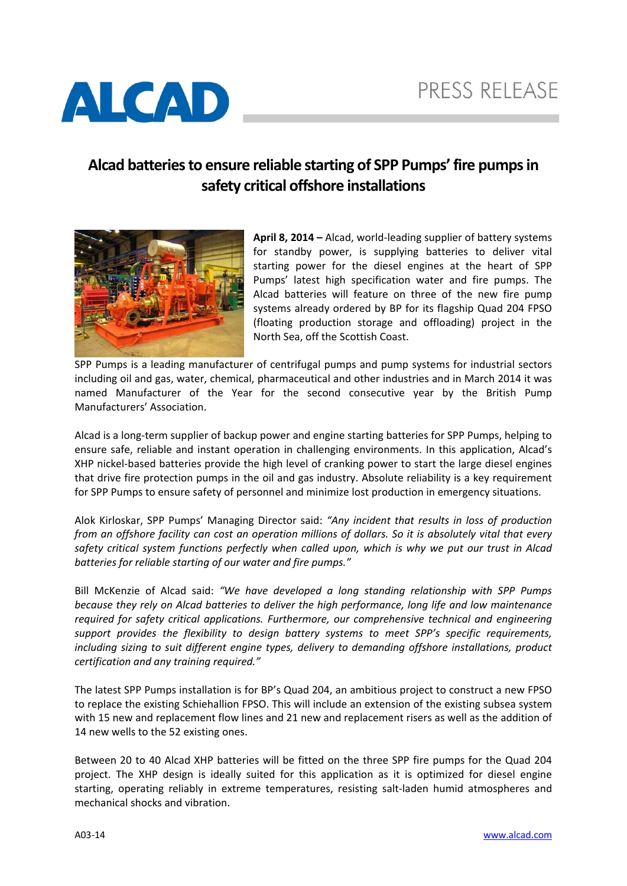ALCAD

PRESS RELEASE

# Alcad batteries to ensure reliable starting of SPP Pumps' fire pumps in safety critical offshore installations

**April 8, 2014 –** Alcad, world-leading supplier of battery systems for standby power, is supplying batteries to deliver vital starting power for the diesel engines at the heart of SPP Pumps' latest high specification water and fire pumps. The Alcad batteries will feature on three of the new fire pump systems already ordered by BP for its flagship Quad 204 FPSO (floating production storage and offloading) project in the North Sea, off the Scottish Coast.

SPP Pumps is a leading manufacturer of centrifugal pumps and pump systems for industrial sectors including oil and gas, water, chemical, pharmaceutical and other industries and in March 2014 it was named Manufacturer of the Year for the second consecutive year by the British Pump Manufacturers' Association.

Alcad is a long-term supplier of backup power and engine starting batteries for SPP Pumps, helping to ensure safe, reliable and instant operation in challenging environments. In this application, Alcad's XHP nickel-based batteries provide the high level of cranking power to start the large diesel engines that drive fire protection pumps in the oil and gas industry. Absolute reliability is a key requirement for SPP Pumps to ensure safety of personnel and minimize lost production in emergency situations.

Alok Kirloskar, SPP Pumps' Managing Director said: *"Any incident that results in loss of production from an offshore facility can cost an operation millions of dollars. So it is absolutely vital that every safety critical system functions perfectly when called upon, which is why we put our trust in Alcad batteries for reliable starting of our water and fire pumps."*

Bill McKenzie of Alcad said: *"We have developed a long standing relationship with SPP Pumps because they rely on Alcad batteries to deliver the high performance, long life and low maintenance required for safety critical applications. Furthermore, our comprehensive technical and engineering support provides the flexibility to design battery systems to meet SPP's specific requirements, including sizing to suit different engine types, delivery to demanding offshore installations, product certification and any training required."*

The latest SPP Pumps installation is for BP's Quad 204, an ambitious project to construct a new FPSO to replace the existing Schiehallion FPSO. This will include an extension of the existing subsea system with 15 new and replacement flow lines and 21 new and replacement risers as well as the addition of 14 new wells to the 52 existing ones.

Between 20 to 40 Alcad XHP batteries will be fitted on the three SPP fire pumps for the Quad 204 project. The XHP design is ideally suited for this application as it is optimized for diesel engine starting, operating reliably in extreme temperatures, resisting salt-laden humid atmospheres and mechanical shocks and vibration.

A03-14

www.alcad.com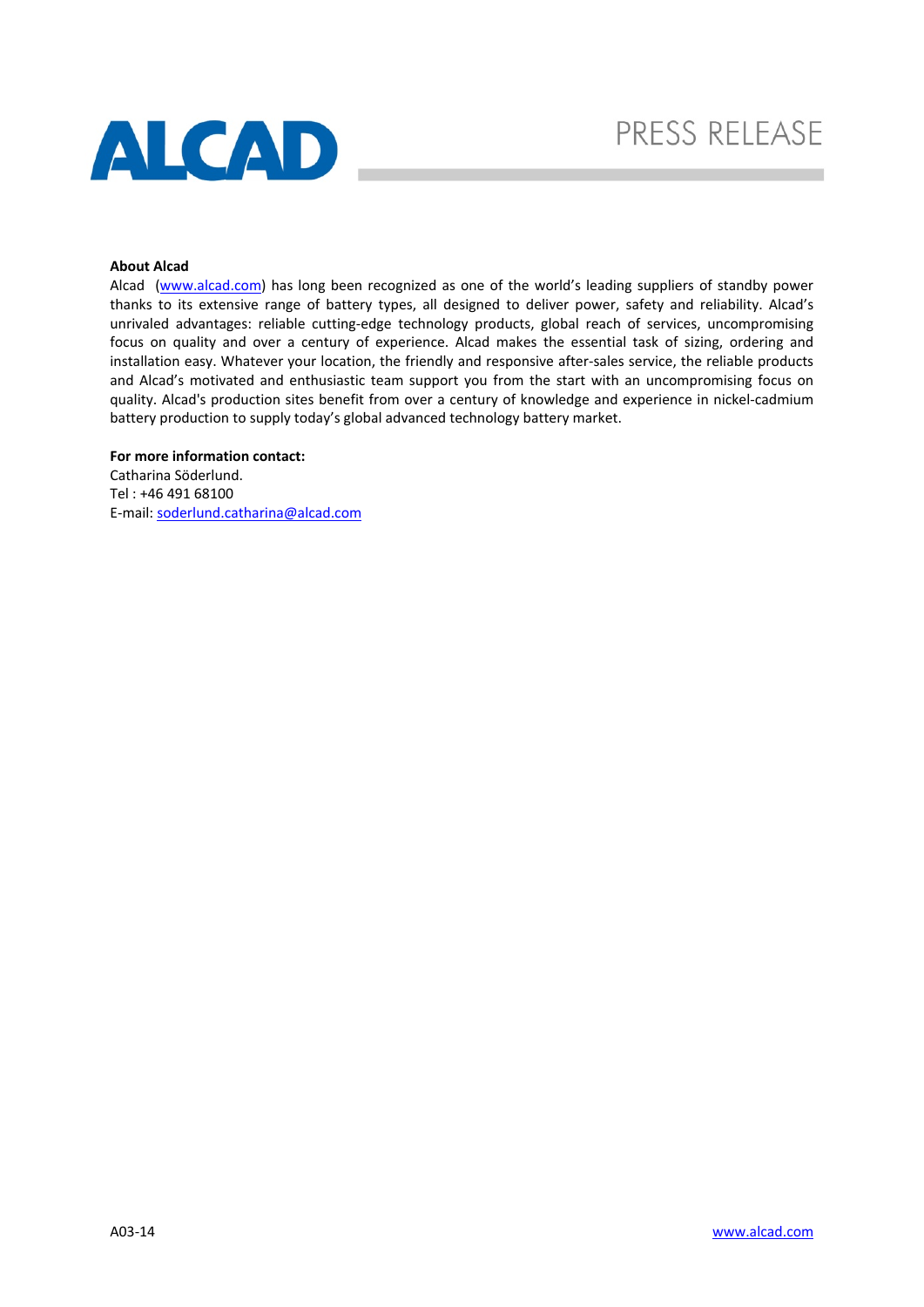**About Alcad**

Alcad (www.alcad.com) has long been recognized as one of the world's leading suppliers of standby power thanks to its extensive range of battery types, all designed to deliver power, safety and reliability. Alcad's unrivaled advantages: reliable cutting-edge technology products, global reach of services, uncompromising focus on quality and over a century of experience. Alcad makes the essential task of sizing, ordering and installation easy. Whatever your location, the friendly and responsive after-sales service, the reliable products and Alcad's motivated and enthusiastic team support you from the start with an uncompromising focus on quality. Alcad's production sites benefit from over a century of knowledge and experience in nickel-cadmium battery production to supply today's global advanced technology battery market.

**For more information contact:**

Catharina Söderlund.
Tel : +46 491 68100
E-mail: soderlund.catharina@alcad.com

A03-14